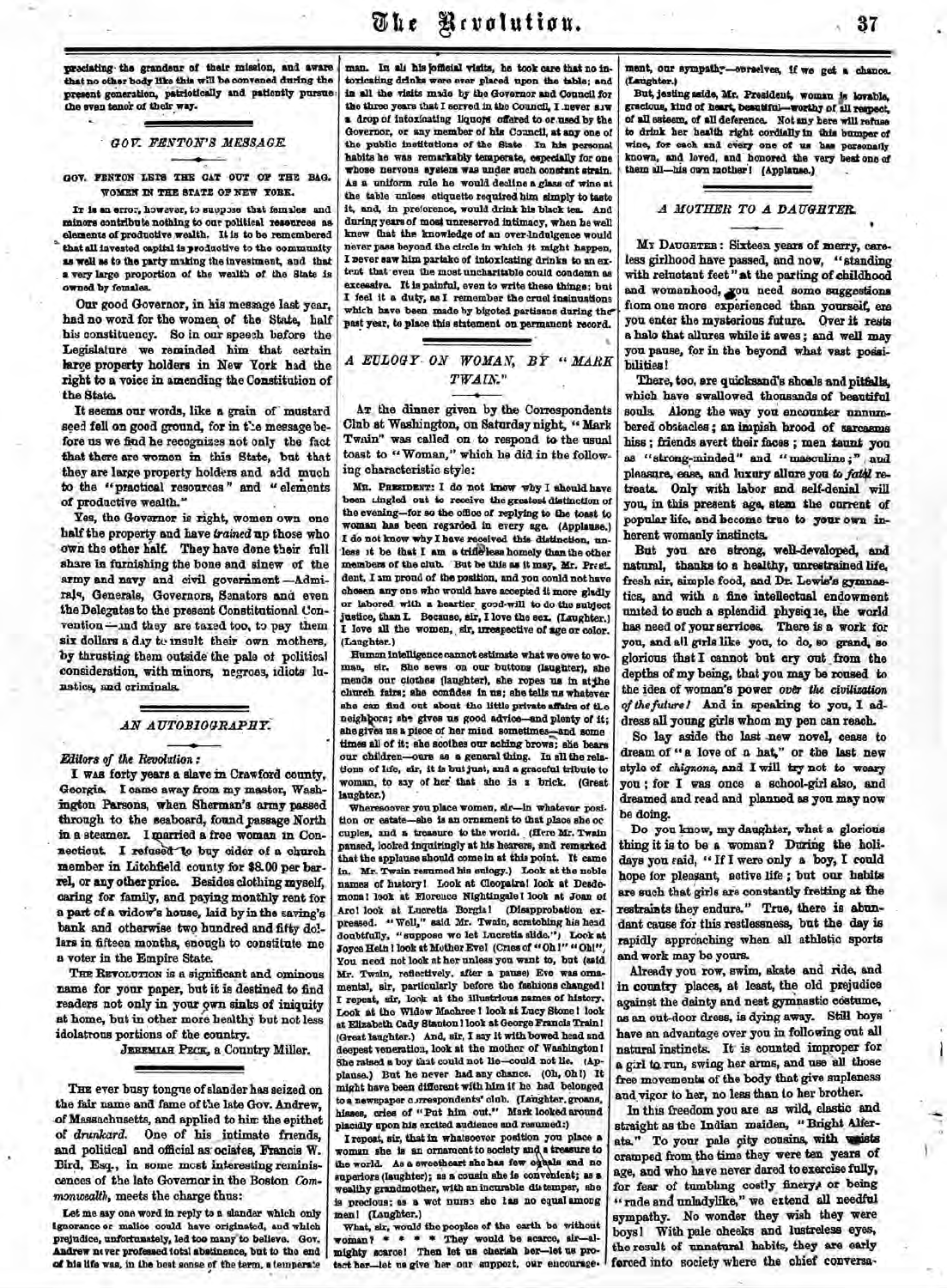preciating the grandeur of their mission, and aware that no other body like this will be convened during the present generation, patriotically and patiently pursue the even tenor of their way.

## GOV. FENTON'S MESSAGE.

GOV. FENTON LETS THE CAT OUT OF THE BAG. WOMEN IN THE STATE OF NEW YORK.

It is an error, however, to suppose that females and minors contribute nothing to our political resources as elements of productive wealth. It is to be remembered that all invested capital is productive to the community as well as to the party making the investment, and that a very large proportion of the wealth of the State is owned by females.

Our good Governor, in his message last year, had no word for the women of the State, half his constituency. So in our speech before the Legislature we reminded him that certain large property holders in New York had the right to a voice in amending the Constitution of the State.

It seems our words, like a grain of mustard seed fell on good ground, for in the message before us we find he recognizes not only the fact that there are women in this State, but that they are large property holders and add much to the "practical resources" and "elements of productive wealth."

Yes, the Governor is right, women own one half the property and have *trained* up those who own the other half. They have done their full share in furnishing the bone and sinew of the army and navy and civil government—Admirals, Generals, Governors, Senators and even the Delegates to the present Constitutional Convention—and they are taxed too, to pay them six dollars a day to insult their own mothers, by thrusting them outside the pale of political consideration, with minors, negroes, idiots lunatics, and criminals.

## AN AUTOBIOGRAPHY.

*Editors of the Revolution:*

I was forty years a slave in Crawford county, Georgia. I came away from my master, Washington Parsons, when Sherman's army passed through to the seaboard, found passage North in a steamer. I married a free woman in Connecticut. I refused to buy cider of a church member in Litchfield county for $8.00 per barrel, or any other price. Besides clothing myself, caring for family, and paying monthly rent for a part of a widow's house, laid by in the saving's bank and otherwise two hundred and fifty dollars in fifteen months, enough to constitute me a voter in the Empire State.

The Revolution is a significant and ominous name for your paper, but it is destined to find readers not only in your own sinks of iniquity at home, but in other more healthy but not less idolatrous portions of the country.

Jeremiah Peck, a Country Miller.

The ever busy tongue of slander has seized on the fair name and fame of the late Gov. Andrew, of Massachusetts, and applied to him the epithet of *drunkard*. One of his intimate friends, and political and official associates, Francis W. Bird, Esq., in some most interesting reminiscences of the late Governor in the Boston *Commonwealth*, meets the charge thus:

Let me say one word in reply to a slander which only ignorance or malice could have originated, and which prejudice, unfortunately, led too many to believe. Gov. Andrew never professed total abstinence, but to the end of his life was, in the best sense of the term, a temperate man. In all his official visits, he took care that no intoxicating drinks were ever placed upon the table; and in all the visits made by the Governor and Council for the three years that I served in the Council, I never saw a drop of intoxicating liquors offered to or used by the Governor, or any member of his Council, at any one of the public institutions of the State. In his personal habits he was remarkably temperate, especially for one whose nervous system was under such constant strain. As a uniform rule he would decline a glass of wine at the table unless etiquette required him simply to taste it, and, in preference, would drink his black tea. And during years of most unreserved intimacy, when he well knew that the knowledge of an over-indulgence would never pass beyond the circle in which it might happen, I never saw him partake of intoxicating drinks to an extent that even the most uncharitable could condemn as excessive. It is painful, even to write these things; but I feel it a duty, as I remember the cruel insinuations which have been made by bigoted partisans during the past year, to place this statement on permanent record.

## A EULOGY ON WOMAN, BY "MARK TWAIN."

At the dinner given by the Correspondents Club at Washington, on Saturday night, "Mark Twain" was called on to respond to the usual toast to "Woman," which he did in the following characteristic style:

Mr. President: I do not know why I should have been singled out to receive the greatest distinction of the evening—for so the office of replying to the toast to woman has been regarded in every age. (Applause.) I do not know why I have received this distinction, unless it be that I am a trifle less homely than the other members of the club. But be this as it may, Mr. President, I am proud of the position, and you could not have chosen any one who would have accepted it more gladly or labored with a heartier good-will to do the subject justice, than I. Because, sir, I love the sex. (Laughter.) I love all the women, sir, irrespective of age or color. (Laughter.)

Human intelligence cannot estimate what we owe to woman, sir. She sews on our buttons (laughter), she mends our clothes (laughter), she ropes us in at the church fairs; she confides in us; she tells us whatever she can find out about the little private affairs of the neighbors; she gives us good advice—and plenty of it; she gives us a piece of her mind sometimes—and some times all of it; she soothes our aching brows; she bears our children—ours as a general thing. In all the relations of life, sir, it is but just, and a graceful tribute to woman, to say of her that she is a brick. (Great laughter.)

Wheresoever you place woman, sir—in whatever position or estate—she is an ornament to that place she occupies, and a treasure to the world. (Here Mr. Twain paused, looked inquiringly at his hearers, and remarked that the applause should come in at this point. It came in. Mr. Twain resumed his eulogy.) Look at the noble names of history! Look at Cleopatra! look at Desdemona! look at Florence Nightingale! look at Joan of Arc! look at Lucretia Borgia! (Disapprobation expressed. "Well," said Mr. Twain, scratching his head doubtfully, "suppose we let Lucretia slide.") Look at Joyce Heth! look at Mother Eve! (Cries of "Oh!" "Oh!", You need not look at her unless you want to, but (said Mr. Twain, reflectively, after a pause) Eve was ornamental, sir, particularly before the fashions changed! I repeat, sir, look at the illustrious names of history. Look at the Widow Machree! look at Lucy Stone! look at Elizabeth Cady Stanton! look at George Francis Train! (Great laughter.) And, sir, I say it with bowed head and deepest veneration, look at the mother of Washington! She raised a boy that could not lie—could not lie. (Applause.) But he never had any chance. (Oh, Oh!) It might have been different with him if he had belonged to a newspaper correspondents' club. (Laughter, groans, hisses, cries of "Put him out." Mark looked around placidly upon his excited audience and resumed:)

I repeat, sir, that in whatsoever position you place a woman she is an ornament to society and a treasure to the world. As a sweetheart she has few equals and no superiors (laughter); as a cousin she is convenient; as a wealthy grandmother, with an incurable distemper, she is precious; as a wet nurse she has no equal among men! (Laughter.)

What, sir, would the peoples of the earth be without woman? \* \* \* \* They would be scarce, sir—almighty scarce! Then let us cherish her—let us protect her—let us give her our support, our encouragement, our sympathy—ourselves, if we get a chance. (Laughter.)

But, jesting aside, Mr. President, woman is lovable, gracious, kind of heart, beautiful—worthy of all respect, of all esteem, of all deference. Not any here will refuse to drink her health right cordially in this bumper of wine, for each and every one of us has personally known, and loved, and honored the very best one of them all—his own mother! (Applause.)

## A MOTHER TO A DAUGHTER.

My Daughter: Sixteen years of merry, careless girlhood have passed, and now, "standing with reluctant feet" at the parting of childhood and womanhood, you need some suggestions from one more experienced than yourself, ere you enter the mysterious future. Over it rests a halo that allures while it awes; and well may you pause, for in the beyond what vast possibilities!

There, too, are quicksand's shoals and pitfalls, which have swallowed thousands of beautiful souls. Along the way you encounter unnumbered obstacles; an impish brood of sarcasms hiss; friends avert their faces; men taunt you as "strong-minded" and "masculine;" and pleasure, ease, and luxury allure you to *fatal* retreats. Only with labor and self-denial will you, in this present age, stem the current of popular life, and become true to your own inherent womanly instincts.

But you are strong, well-developed, and natural, thanks to a healthy, unrestrained life, fresh air, simple food, and Dr. Lewis's gymnastics, and with a fine intellectual endowment united to such a splendid physique, the world has need of your services. There is a work for you, and all girls like you, to do, so grand, so glorious that I cannot but cry out from the depths of my being, that you may be roused to the idea of woman's power *over the civilization of the future!* And in speaking to you, I address all young girls whom my pen can reach.

So lay aside the last new novel, cease to dream of "a love of a hat," or the last new style of *chignons*, and I will try not to weary you; for I was once a school-girl also, and dreamed and read and planned as you may now be doing.

Do you know, my daughter, what a glorious thing it is to be a woman? During the holidays you said, "If I were only a boy, I could hope for pleasant, active life; but our habits are such that girls are constantly fretting at the restraints they endure." True, there is abundant cause for this restlessness, but the day is rapidly approaching when all athletic sports and work may be yours.

Already you row, swim, skate and ride, and in country places, at least, the old prejudice against the dainty and neat gymnastic costume, as an out-door dress, is dying away. Still boys have an advantage over you in following out all natural instincts. It is counted improper for a girl to run, swing her arms, and use all those free movements of the body that give suppleness and vigor to her, no less than to her brother.

In this freedom you are as wild, elastic and straight as the Indian maiden, "Bright Alferata." To your pale city cousins, with waists cramped from the time they were ten years of age, and who have never dared to exercise fully, for fear of tumbling costly finery, or being "rude and unladylike," we extend all needful sympathy. No wonder they wish they were boys! With pale cheeks and lustreless eyes, the result of unnatural habits, they are early forced into society where the chief conversa-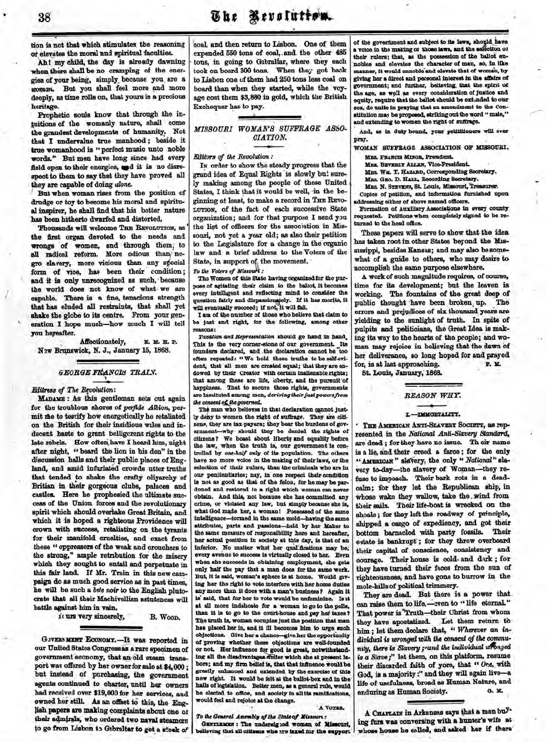tion is not that which stimulates the reasoning or elevates the moral and spiritual faculties.

Ah! my child, the day is already dawning when there shall be no cramping of the energies of your being, simply because you are a *woman*. But you shall feel more and more deeply, as time rolls on, that yours is a precious heritage.

Prophetic souls know that through the intuitions of the womanly nature, shall come the grandest developments of humanity. Not that I undervalue true manhood; beside it true womanhood is "perfect music unto noble words." But men have long since had every field open to their energies, and it is no disrespect to them to say that they have proved all they are capable of doing *alone*.

But when woman rises from the position of drudge or toy to become his moral and spiritual inspirer, he shall find that his better nature has been hitherto dwarfed and distorted.

Thousands will welcome THE REVOLUTION, as the first organ devoted to the needs and wrongs of women, and through them, to all radical reform. More odious than negro slavery, more vicious than any special form of vice, has been their condition; and it is only unrecognized as such, because the world does not know of what we are capable. There is a fine, tenacious strength that has eluded all restraints, that shall yet shake the globe to its centre. From your generation I hope much—how much I will tell you hereafter.

Affectionately, H. M. H. P.

New Brunswick, N. J., January 15, 1868.

## GEORGE FRANCIS TRAIN.

*Editress of The Revolution:*

MADAME: As this gentleman sets out again for the troublous shores of *perfide Albion*, permit me to testify how energetically he retaliated on the British for their insidious wiles and indecent haste to grant belligerent rights to the late rebels. How often have I heard him, night after night, "beard the lion in his den" in the discussion halls and the public places of England, and amid infuriated crowds utter truths that tended to shake the crafty oligarchy of Britian in their gorgeous clubs, palaces and castles. Here he prophesied the ultimate success of the Union forces and the revolutionary spirit which should overtake Great Britain, and which it is hoped a righteous Providence will crown with success, retaliating on the tyrants for their manifold cruelties, and exact from these "oppressors of the weak and crouchers to the strong," ample retribution for the misery which they sought to entail and perpetuate in this fair land. If Mr. Train in this new campaign do as much good service as in past times, he will be such a *bete noir* to the English plutocrats that all their Machiavellian astuteness will battle against him in vain.

Yours very sincerely, B. WOOD.

GOVERNMENT ECONOMY.—It was reported in our United States Congress as a rare specimen of government economy, that an old steam transport was offered by her owner for sale at $4,000; but instead of purchasing, the government agents continued to charter, until her owners had received over $19,000 for her services, and owned her still. As an offset to this, the English papers are making complaints about one of their admirals, who ordered two naval steamers to go from Lisbon to Gibraltar to get a stock of coal, and then return to Lisbon. One of them expended 550 tons of coal, and the other 485 tons, in going to Gibraltar, where they each took on board 300 tons. When they got back to Lisbon one of them had 250 tons less coal on board than when they started, while the voyage cost them $3,880 in gold, which the British Exchequer has to pay.

## MISSOURI WOMAN'S SUFFRAGE ASSOCIATION.

*Editors of the Revolution:*

IN order to show the steady progress that the grand idea of Equal Rights is slowly but surely making among the people of these United States, I think that it would be well, in the beginning at least, to make a record in THE REVOLUTION, of the fact of each successive State organization; and for that purpose I send you the list of officers for the association in Missouri, not yet a year old; as also their petition to the Legislature for a change in the organic law and a brief address to the Voters of the State, in support of the movement.

*To the Voters of Missouri:*

The Women of this State having organized for the purpose of agitating their claim to the ballot, it becomes every intelligent and reflecting mind to consider the question fairly and dispassionately. If it has merits, it will eventually succeed; if not, it will fail.

I am of the number of those who believe that claim to be just and right, for the following, among other reasons:

*Taxation and Representation* should go hand in hand. This is the very corner-stone of our government. Its founders declared, and the declaration cannot be too often repeated: "We hold these truths to be self-evident, that all men are created equal; that they are endowed by their Creator with certain inalienable rights; that among these are life, liberty, and the pursuit of happiness. That to secure these rights, governments are instituted among men, *deriving their just powers from the consent of the governed*.

The man who believes in that declaration cannot justly deny to women the right of suffrage. They are citizens, they are tax-payers; they bear the burdens of government—why should they be denied the rights of citizens? We boast about liberty and equality before the law, when the truth is, our government is controlled by *one-half only* of its population. The others have no more voice in the making of their laws, or the selection of their rulers, than the criminals who are in our penitentiaries; nay, in one respect their condition is not as good as that of the felon, for he may be pardoned and restored to a right which woman can never obtain. And this, not because she has committed any crime, or violated any law, but simply because she is, what God made her, a woman! Possessed of the same intelligence—formed in the same mold—having the same attributes, parts and passions—held by her Maker to the same measure of responsibility here and hereafter, her actual position in society at this day, is that of an inferior. No matter what her qualifications may be, every avenue to success is virtually closed to her. Even when she succeeds in obtaining employment, she gets only half the pay that a man does for the same work. But, it is said, woman's sphere is at home. Would giving her the right to vote interfere with her home duties any more than it does with a man's business? Again it is said, that for her to vote would be unfeminine. Is it at all more indelicate for a woman to go to the polls, than it is to go to the court-house and pay her taxes? The truth is, woman occupies just the position that man has placed her in, and it ill becomes him to urge such objections. Give her a chance—give her the opportunity of proving whether these objections are well-founded or not. Her influence for good is great, notwithstanding all the disadvantages under which she at present labors; and my firm belief is, that that influence would be greatly enhanced and extended by the exercise of this new right. It would be felt at the ballot-box and in the halls of legislation. Better men, as a general rule, would be elected to office, and society in all its ramifications, would feel and rejoice at the change.

A VOTER.

*To the General Assembly of the State of Missouri:*

GENTLEMEN: The undersigned women of Missouri, believing that all citizens who are taxed for the support of the government and subject to its laws, should have a voice in the making of those laws, and the selection of their rulers; that, as the possession of the ballot ennobles and elevates the character of man, so, in like manner, it would ennoble and elevate that of woman, by giving her a direct and personal interest in the affairs of government; and further, believing that the spirit of the age, as well as every consideration of justice and equity, require that the ballot should be extended to our sex, do unite in praying that an amendment to the Constitution may be proposed, striking out the word "male," and extending to women the right of suffrage.

And, as in duty bound, your petitioners will ever pray.

WOMAN SUFFRAGE ASSOCIATION OF MISSOURI.

MRS. FRANCIS MINOR, President.
MRS. BEVERLY ALLEN, Vice-President.
MRS. WM. T. HAZARD, Corresponding Secretary.
MRS. GEO. D. HALL, Recording Secretary.
MRS. N. STEVENS, St. Louis, Missouri, Treasurer.

Copies of petition, and information furnished upon addressing either of above named officers.

Formation of Auxiliary Associations in every county requested. Petitions when completely signed to be returned to the head office.

These papers will serve to show that the idea has taken root in other States beyond the Mississippi, besides Kansas; and may also be somewhat of a guide to others, who may desire to accomplish the same purpose elsewhere.

A work of such magnitude requires, of course, time for its development; but the leaven is working. The fountains of the great deep of public thought have been broken up. The errors and prejudices of six thousand years are yielding to the sunlight of truth. In spite of pulpits and politicians, the Great Idea is making its way to the hearts of the people; and woman may rejoice in believing that the dawn of her deliverance, so long hoped for and prayed for, is at last approaching. F. M.

St. Louis, January, 1868.

## REASON WHY.

### I.—IMMORTALITY.

THE AMERICAN ANTI-SLAVERY SOCIETY, as represented in the *National Anti-Slavery Standard*, are dead; for they have no issue. Their name is a lie, and their creed a farce; for the only "AMERICAN" slavery, the only "*National*" slavery to-day—the slavery of Woman—they refuse to impeach. Their bark rots in a dead-calm; for they let the Republican ship, in whose wake they wallow, take the wind from their sails. Their life-boat is wrecked on the shoals; for they left the roadway of principle, shipped a cargo of expediency, and got their bottom barnacled with party fossils. Their estate is bankrupt; for they threw overboard their capital of conscience, consistency and courage. Their house is cold and dark; for they have turned their faces from the sun of righteousness, and have gone to burrow in the mole-hills of political trimmery.

They are dead. But there is a power that can raise them to life,—even to "life eternal." That power is Truth—their Christ from whom they have apostatized. Let them return to him; let them declare that, "*Wherever an individual is wronged with the consent of the community, there is Slavery; and the individual wronged is a Slave;*" let them, on this platform, resume their discarded faith of yore, that "*One*, with God, is a majority;" and they will again live—a life of usefulness, broad as Human Nature, and enduring as Human Society. G. M.

A CHAPLAIN in Arkansas says that a man buying furs was conversing with a hunter's wife at whose house he called, and asked her if there